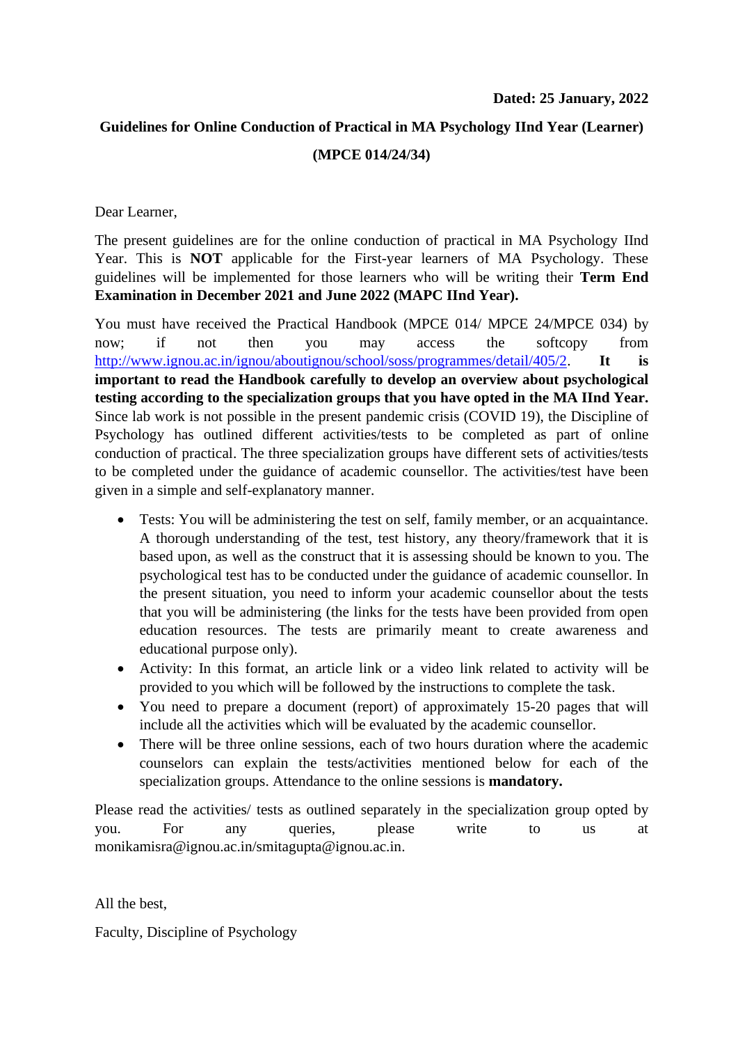**Dated: 25 January, 2022**

**Guidelines for Online Conduction of Practical in MA Psychology IInd Year (Learner) (MPCE 014/24/34)**

Dear Learner,

The present guidelines are for the online conduction of practical in MA Psychology IInd Year. This is **NOT** applicable for the First-year learners of MA Psychology. These guidelines will be implemented for those learners who will be writing their **Term End Examination in December 2021 and June 2022 (MAPC IInd Year).**

You must have received the Practical Handbook (MPCE 014/ MPCE 24/MPCE 034) by now; if not then you may access the softcopy from http://www.ignou.ac.in/ignou/aboutignou/school/soss/programmes/detail/405/2. **It is important to read the Handbook carefully to develop an overview about psychological testing according to the specialization groups that you have opted in the MA IInd Year.** Since lab work is not possible in the present pandemic crisis (COVID 19), the Discipline of Psychology has outlined different activities/tests to be completed as part of online conduction of practical. The three specialization groups have different sets of activities/tests to be completed under the guidance of academic counsellor. The activities/test have been given in a simple and self-explanatory manner.

- Tests: You will be administering the test on self, family member, or an acquaintance. A thorough understanding of the test, test history, any theory/framework that it is based upon, as well as the construct that it is assessing should be known to you. The psychological test has to be conducted under the guidance of academic counsellor. In the present situation, you need to inform your academic counsellor about the tests that you will be administering (the links for the tests have been provided from open education resources. The tests are primarily meant to create awareness and educational purpose only).
- Activity: In this format, an article link or a video link related to activity will be provided to you which will be followed by the instructions to complete the task.
- You need to prepare a document (report) of approximately 15-20 pages that will include all the activities which will be evaluated by the academic counsellor.
- There will be three online sessions, each of two hours duration where the academic counselors can explain the tests/activities mentioned below for each of the specialization groups. Attendance to the online sessions is **mandatory.**

Please read the activities/ tests as outlined separately in the specialization group opted by you. For any queries, please write to us at monikamisra@ignou.ac.in/smitagupta@ignou.ac.in.

All the best,

Faculty, Discipline of Psychology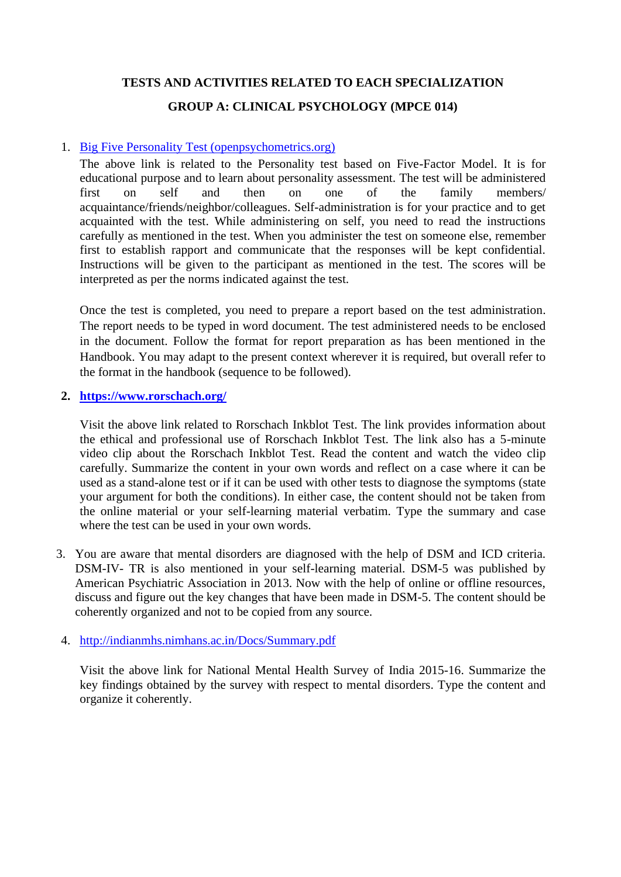**TESTS AND ACTIVITIES RELATED TO EACH SPECIALIZATION**

**GROUP A: CLINICAL PSYCHOLOGY (MPCE 014)**

1. Big Five Personality Test (openpsychometrics.org)

   The above link is related to the Personality test based on Five-Factor Model. It is for educational purpose and to learn about personality assessment. The test will be administered first on self and then on one of the family members/ acquaintance/friends/neighbor/colleagues. Self-administration is for your practice and to get acquainted with the test. While administering on self, you need to read the instructions carefully as mentioned in the test. When you administer the test on someone else, remember first to establish rapport and communicate that the responses will be kept confidential. Instructions will be given to the participant as mentioned in the test. The scores will be interpreted as per the norms indicated against the test.

   Once the test is completed, you need to prepare a report based on the test administration. The report needs to be typed in word document. The test administered needs to be enclosed in the document. Follow the format for report preparation as has been mentioned in the Handbook. You may adapt to the present context wherever it is required, but overall refer to the format in the handbook (sequence to be followed).

2. **https://www.rorschach.org/**

   Visit the above link related to Rorschach Inkblot Test. The link provides information about the ethical and professional use of Rorschach Inkblot Test. The link also has a 5-minute video clip about the Rorschach Inkblot Test. Read the content and watch the video clip carefully. Summarize the content in your own words and reflect on a case where it can be used as a stand-alone test or if it can be used with other tests to diagnose the symptoms (state your argument for both the conditions). In either case, the content should not be taken from the online material or your self-learning material verbatim. Type the summary and case where the test can be used in your own words.

3. You are aware that mental disorders are diagnosed with the help of DSM and ICD criteria. DSM-IV- TR is also mentioned in your self-learning material. DSM-5 was published by American Psychiatric Association in 2013. Now with the help of online or offline resources, discuss and figure out the key changes that have been made in DSM-5. The content should be coherently organized and not to be copied from any source.

4. http://indianmhs.nimhans.ac.in/Docs/Summary.pdf

   Visit the above link for National Mental Health Survey of India 2015-16. Summarize the key findings obtained by the survey with respect to mental disorders. Type the content and organize it coherently.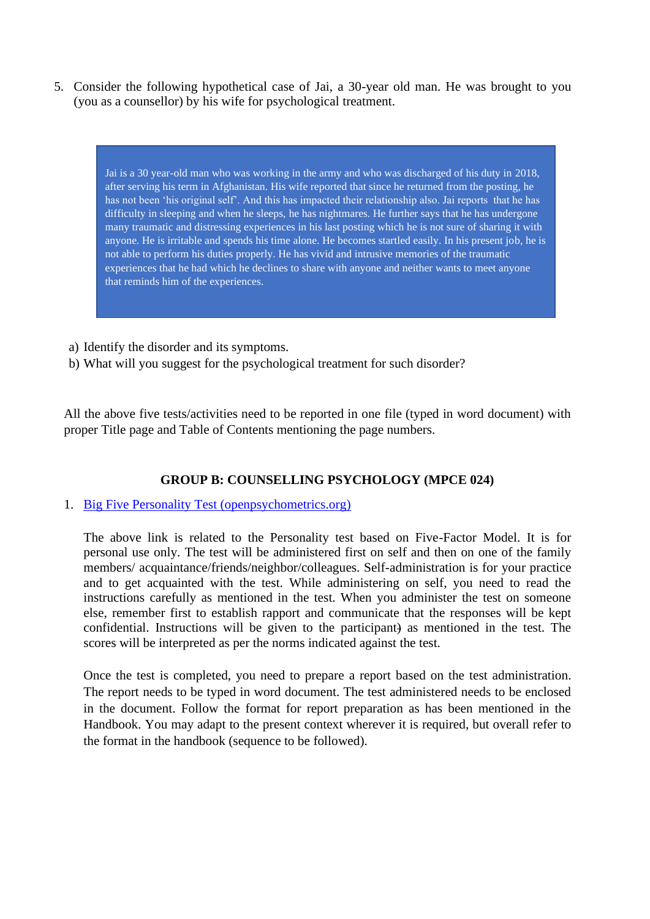5. Consider the following hypothetical case of Jai, a 30-year old man. He was brought to you (you as a counsellor) by his wife for psychological treatment.

> Jai is a 30 year-old man who was working in the army and who was discharged of his duty in 2018, after serving his term in Afghanistan. His wife reported that since he returned from the posting, he has not been 'his original self'. And this has impacted their relationship also. Jai reports that he has difficulty in sleeping and when he sleeps, he has nightmares. He further says that he has undergone many traumatic and distressing experiences in his last posting which he is not sure of sharing it with anyone. He is irritable and spends his time alone. He becomes startled easily. In his present job, he is not able to perform his duties properly. He has vivid and intrusive memories of the traumatic experiences that he had which he declines to share with anyone and neither wants to meet anyone that reminds him of the experiences.

a) Identify the disorder and its symptoms.
b) What will you suggest for the psychological treatment for such disorder?

All the above five tests/activities need to be reported in one file (typed in word document) with proper Title page and Table of Contents mentioning the page numbers.

### GROUP B: COUNSELLING PSYCHOLOGY (MPCE 024)

1. Big Five Personality Test (openpsychometrics.org)

   The above link is related to the Personality test based on Five-Factor Model. It is for personal use only. The test will be administered first on self and then on one of the family members/ acquaintance/friends/neighbor/colleagues. Self-administration is for your practice and to get acquainted with the test. While administering on self, you need to read the instructions carefully as mentioned in the test. When you administer the test on someone else, remember first to establish rapport and communicate that the responses will be kept confidential. Instructions will be given to the participant) as mentioned in the test. The scores will be interpreted as per the norms indicated against the test.

   Once the test is completed, you need to prepare a report based on the test administration. The report needs to be typed in word document. The test administered needs to be enclosed in the document. Follow the format for report preparation as has been mentioned in the Handbook. You may adapt to the present context wherever it is required, but overall refer to the format in the handbook (sequence to be followed).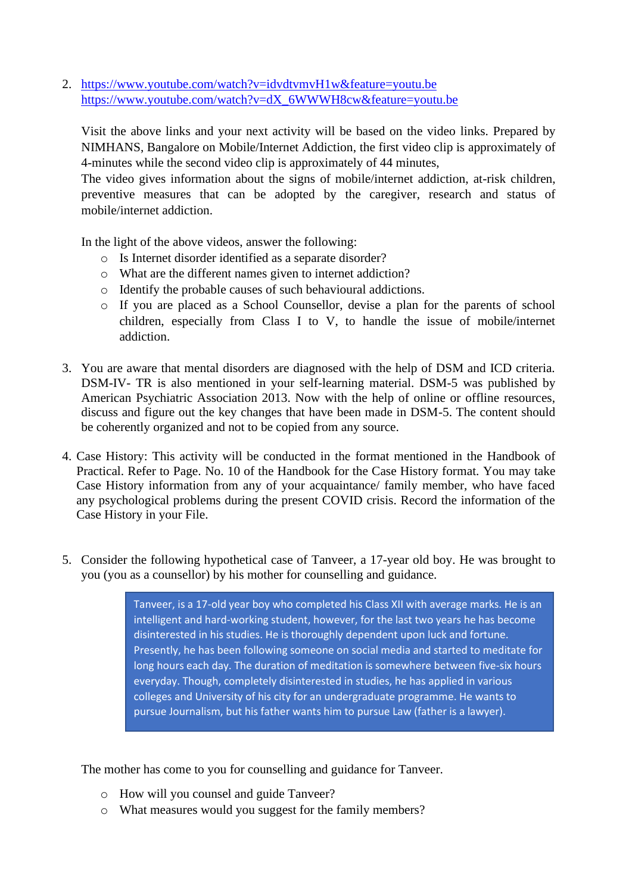2. https://www.youtube.com/watch?v=idvdtvmvH1w&feature=youtu.be
   https://www.youtube.com/watch?v=dX_6WWWH8cw&feature=youtu.be

   Visit the above links and your next activity will be based on the video links. Prepared by NIMHANS, Bangalore on Mobile/Internet Addiction, the first video clip is approximately of 4-minutes while the second video clip is approximately of 44 minutes,
   The video gives information about the signs of mobile/internet addiction, at-risk children, preventive measures that can be adopted by the caregiver, research and status of mobile/internet addiction.

   In the light of the above videos, answer the following:
   - Is Internet disorder identified as a separate disorder?
   - What are the different names given to internet addiction?
   - Identify the probable causes of such behavioural addictions.
   - If you are placed as a School Counsellor, devise a plan for the parents of school children, especially from Class I to V, to handle the issue of mobile/internet addiction.

3. You are aware that mental disorders are diagnosed with the help of DSM and ICD criteria. DSM-IV- TR is also mentioned in your self-learning material. DSM-5 was published by American Psychiatric Association 2013. Now with the help of online or offline resources, discuss and figure out the key changes that have been made in DSM-5. The content should be coherently organized and not to be copied from any source.

4. Case History: This activity will be conducted in the format mentioned in the Handbook of Practical. Refer to Page. No. 10 of the Handbook for the Case History format. You may take Case History information from any of your acquaintance/ family member, who have faced any psychological problems during the present COVID crisis. Record the information of the Case History in your File.

5. Consider the following hypothetical case of Tanveer, a 17-year old boy. He was brought to you (you as a counsellor) by his mother for counselling and guidance.

   > Tanveer, is a 17-old year boy who completed his Class XII with average marks. He is an intelligent and hard-working student, however, for the last two years he has become disinterested in his studies. He is thoroughly dependent upon luck and fortune. Presently, he has been following someone on social media and started to meditate for long hours each day. The duration of meditation is somewhere between five-six hours everyday. Though, completely disinterested in studies, he has applied in various colleges and University of his city for an undergraduate programme. He wants to pursue Journalism, but his father wants him to pursue Law (father is a lawyer).

   The mother has come to you for counselling and guidance for Tanveer.

   - How will you counsel and guide Tanveer?
   - What measures would you suggest for the family members?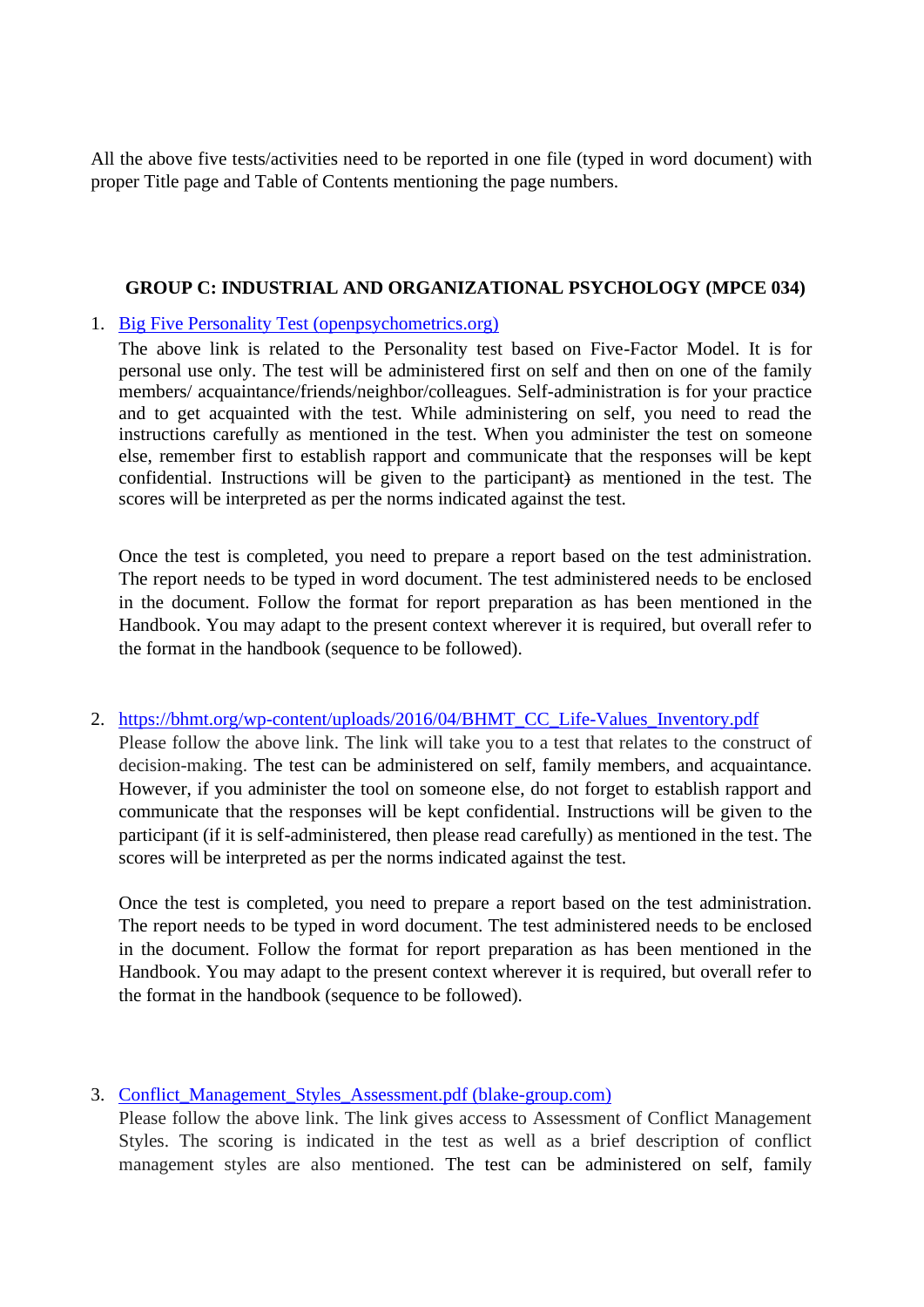All the above five tests/activities need to be reported in one file (typed in word document) with proper Title page and Table of Contents mentioning the page numbers.

**GROUP C: INDUSTRIAL AND ORGANIZATIONAL PSYCHOLOGY (MPCE 034)**

1. [Big Five Personality Test (openpsychometrics.org)]

   The above link is related to the Personality test based on Five-Factor Model. It is for personal use only. The test will be administered first on self and then on one of the family members/ acquaintance/friends/neighbor/colleagues. Self-administration is for your practice and to get acquainted with the test. While administering on self, you need to read the instructions carefully as mentioned in the test. When you administer the test on someone else, remember first to establish rapport and communicate that the responses will be kept confidential. Instructions will be given to the participant) as mentioned in the test. The scores will be interpreted as per the norms indicated against the test.

   Once the test is completed, you need to prepare a report based on the test administration. The report needs to be typed in word document. The test administered needs to be enclosed in the document. Follow the format for report preparation as has been mentioned in the Handbook. You may adapt to the present context wherever it is required, but overall refer to the format in the handbook (sequence to be followed).

2. https://bhmt.org/wp-content/uploads/2016/04/BHMT_CC_Life-Values_Inventory.pdf

   Please follow the above link. The link will take you to a test that relates to the construct of decision-making. The test can be administered on self, family members, and acquaintance. However, if you administer the tool on someone else, do not forget to establish rapport and communicate that the responses will be kept confidential. Instructions will be given to the participant (if it is self-administered, then please read carefully) as mentioned in the test. The scores will be interpreted as per the norms indicated against the test.

   Once the test is completed, you need to prepare a report based on the test administration. The report needs to be typed in word document. The test administered needs to be enclosed in the document. Follow the format for report preparation as has been mentioned in the Handbook. You may adapt to the present context wherever it is required, but overall refer to the format in the handbook (sequence to be followed).

3. [Conflict_Management_Styles_Assessment.pdf (blake-group.com)]

   Please follow the above link. The link gives access to Assessment of Conflict Management Styles. The scoring is indicated in the test as well as a brief description of conflict management styles are also mentioned. The test can be administered on self, family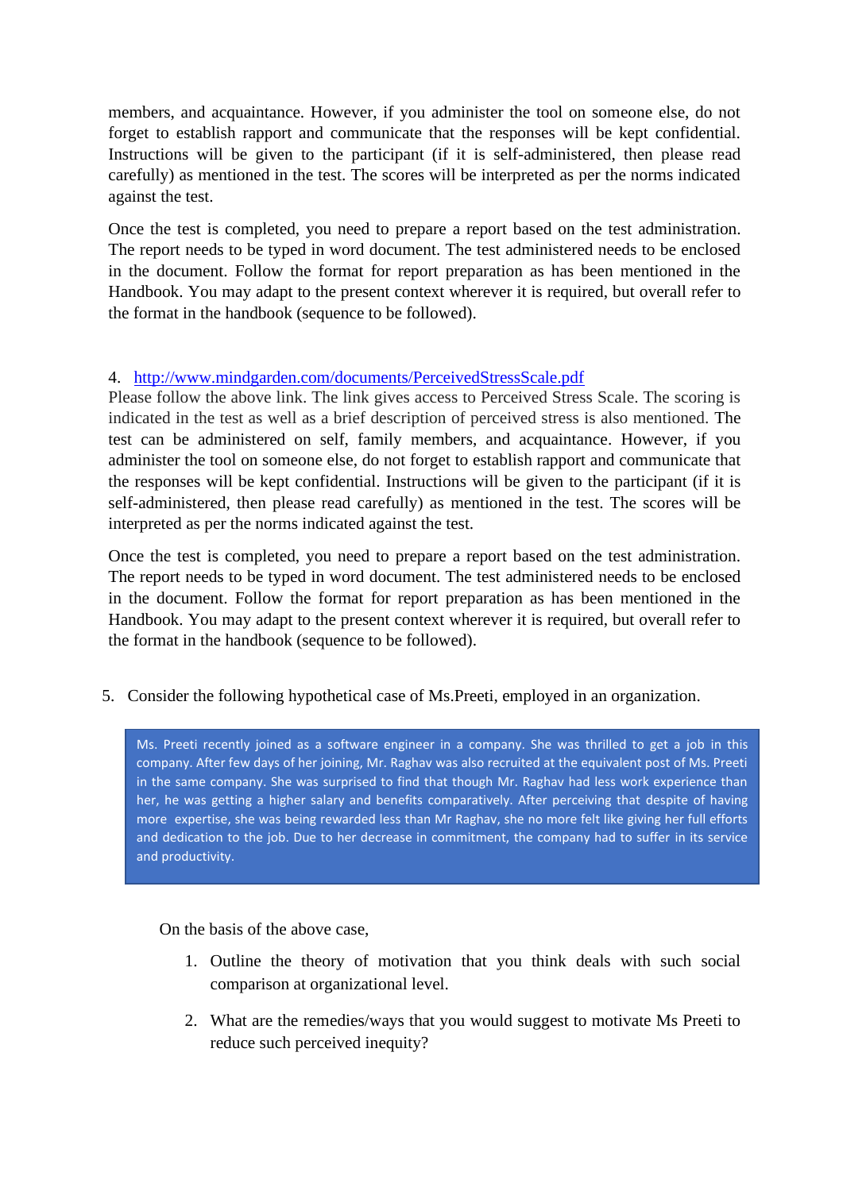members, and acquaintance. However, if you administer the tool on someone else, do not forget to establish rapport and communicate that the responses will be kept confidential. Instructions will be given to the participant (if it is self-administered, then please read carefully) as mentioned in the test. The scores will be interpreted as per the norms indicated against the test.

Once the test is completed, you need to prepare a report based on the test administration. The report needs to be typed in word document. The test administered needs to be enclosed in the document. Follow the format for report preparation as has been mentioned in the Handbook. You may adapt to the present context wherever it is required, but overall refer to the format in the handbook (sequence to be followed).

4. [http://www.mindgarden.com/documents/PerceivedStressScale.pdf](http://www.mindgarden.com/documents/PerceivedStressScale.pdf)
Please follow the above link. The link gives access to Perceived Stress Scale. The scoring is indicated in the test as well as a brief description of perceived stress is also mentioned. The test can be administered on self, family members, and acquaintance. However, if you administer the tool on someone else, do not forget to establish rapport and communicate that the responses will be kept confidential. Instructions will be given to the participant (if it is self-administered, then please read carefully) as mentioned in the test. The scores will be interpreted as per the norms indicated against the test.

Once the test is completed, you need to prepare a report based on the test administration. The report needs to be typed in word document. The test administered needs to be enclosed in the document. Follow the format for report preparation as has been mentioned in the Handbook. You may adapt to the present context wherever it is required, but overall refer to the format in the handbook (sequence to be followed).

5. Consider the following hypothetical case of Ms.Preeti, employed in an organization.

> Ms. Preeti recently joined as a software engineer in a company. She was thrilled to get a job in this company. After few days of her joining, Mr. Raghav was also recruited at the equivalent post of Ms. Preeti in the same company. She was surprised to find that though Mr. Raghav had less work experience than her, he was getting a higher salary and benefits comparatively. After perceiving that despite of having more expertise, she was being rewarded less than Mr Raghav, she no more felt like giving her full efforts and dedication to the job. Due to her decrease in commitment, the company had to suffer in its service and productivity.

On the basis of the above case,

1. Outline the theory of motivation that you think deals with such social comparison at organizational level.
2. What are the remedies/ways that you would suggest to motivate Ms Preeti to reduce such perceived inequity?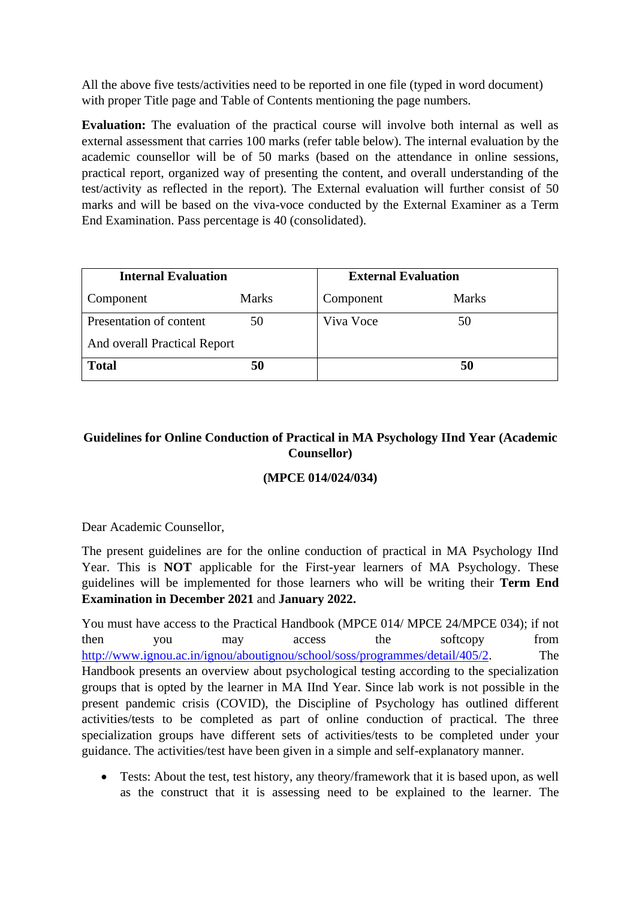All the above five tests/activities need to be reported in one file (typed in word document) with proper Title page and Table of Contents mentioning the page numbers.

**Evaluation:** The evaluation of the practical course will involve both internal as well as external assessment that carries 100 marks (refer table below). The internal evaluation by the academic counsellor will be of 50 marks (based on the attendance in online sessions, practical report, organized way of presenting the content, and overall understanding of the test/activity as reflected in the report). The External evaluation will further consist of 50 marks and will be based on the viva-voce conducted by the External Examiner as a Term End Examination. Pass percentage is 40 (consolidated).

| **Internal Evaluation** | | **External Evaluation** | |
|---|---|---|---|
| Component | Marks | Component | Marks |
| Presentation of content And overall Practical Report | 50 | Viva Voce | 50 |
| **Total** | **50** | | **50** |

## Guidelines for Online Conduction of Practical in MA Psychology IInd Year (Academic Counsellor)

### (MPCE 014/024/034)

Dear Academic Counsellor,

The present guidelines are for the online conduction of practical in MA Psychology IInd Year. This is **NOT** applicable for the First-year learners of MA Psychology. These guidelines will be implemented for those learners who will be writing their **Term End Examination in December 2021** and **January 2022.**

You must have access to the Practical Handbook (MPCE 014/ MPCE 24/MPCE 034); if not then you may access the softcopy from http://www.ignou.ac.in/ignou/aboutignou/school/soss/programmes/detail/405/2. The Handbook presents an overview about psychological testing according to the specialization groups that is opted by the learner in MA IInd Year. Since lab work is not possible in the present pandemic crisis (COVID), the Discipline of Psychology has outlined different activities/tests to be completed as part of online conduction of practical. The three specialization groups have different sets of activities/tests to be completed under your guidance. The activities/test have been given in a simple and self-explanatory manner.

- Tests: About the test, test history, any theory/framework that it is based upon, as well as the construct that it is assessing need to be explained to the learner. The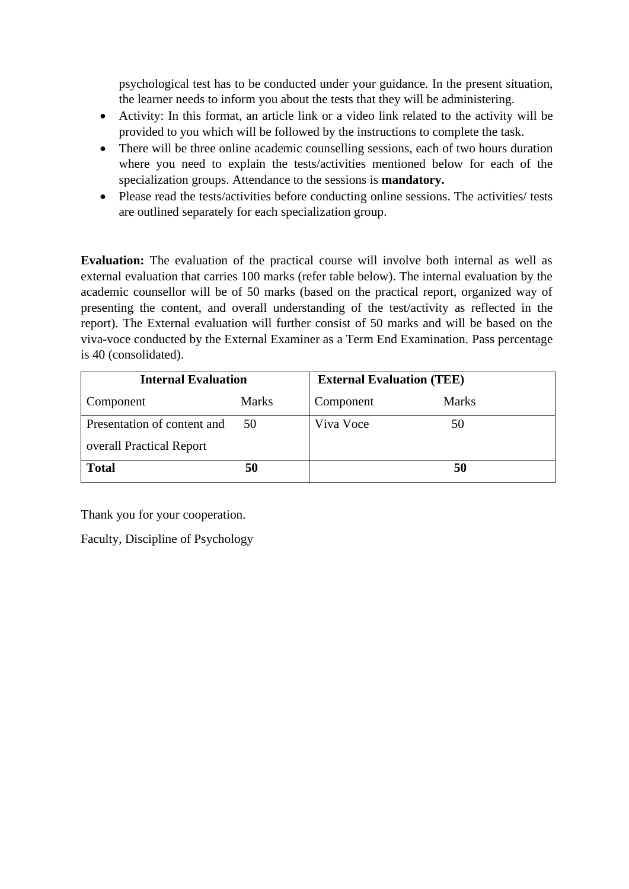psychological test has to be conducted under your guidance. In the present situation, the learner needs to inform you about the tests that they will be administering.

- Activity: In this format, an article link or a video link related to the activity will be provided to you which will be followed by the instructions to complete the task.
- There will be three online academic counselling sessions, each of two hours duration where you need to explain the tests/activities mentioned below for each of the specialization groups. Attendance to the sessions is **mandatory.**
- Please read the tests/activities before conducting online sessions. The activities/ tests are outlined separately for each specialization group.

**Evaluation:** The evaluation of the practical course will involve both internal as well as external evaluation that carries 100 marks (refer table below). The internal evaluation by the academic counsellor will be of 50 marks (based on the practical report, organized way of presenting the content, and overall understanding of the test/activity as reflected in the report). The External evaluation will further consist of 50 marks and will be based on the viva-voce conducted by the External Examiner as a Term End Examination. Pass percentage is 40 (consolidated).

| **Internal Evaluation** | | **External Evaluation (TEE)** | |
|---|---|---|---|
| Component | Marks | Component | Marks |
| Presentation of content and overall Practical Report | 50 | Viva Voce | 50 |
| **Total** | **50** | | **50** |

Thank you for your cooperation.

Faculty, Discipline of Psychology